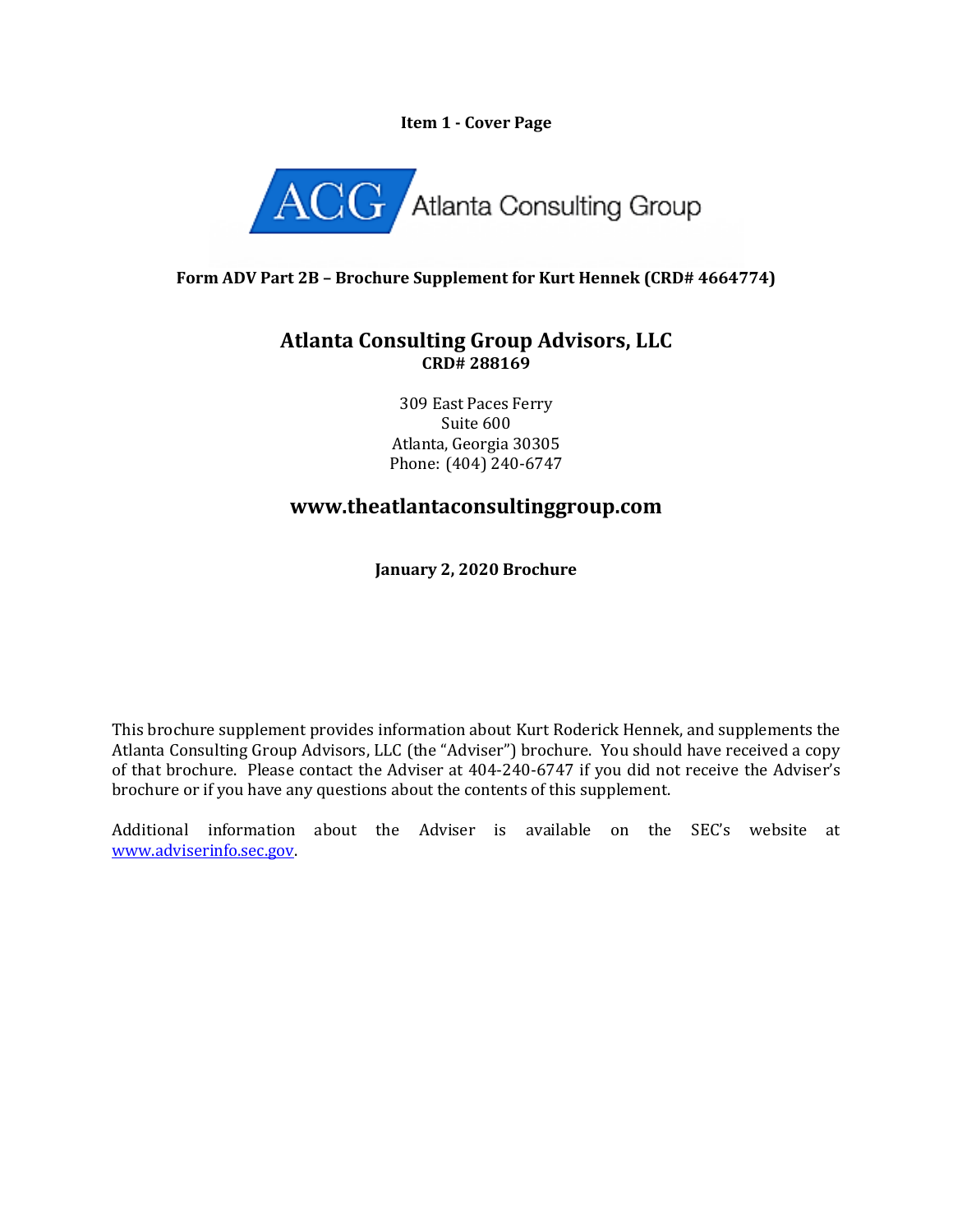**Item 1 - Cover Page**

ACG Atlanta Consulting Group

**Form ADV Part 2B – Brochure Supplement for Kurt Hennek (CRD# 4664774)**

## Atlanta Consulting Group Advisors, LLC

**CRD# 288169**

309 East Paces Ferry
Suite 600
Atlanta, Georgia 30305
Phone: (404) 240-6747

## www.theatlantaconsultinggroup.com

**January 2, 2020 Brochure**

This brochure supplement provides information about Kurt Roderick Hennek, and supplements the Atlanta Consulting Group Advisors, LLC (the "Adviser") brochure. You should have received a copy of that brochure. Please contact the Adviser at 404-240-6747 if you did not receive the Adviser's brochure or if you have any questions about the contents of this supplement.

Additional information about the Adviser is available on the SEC's website at www.adviserinfo.sec.gov.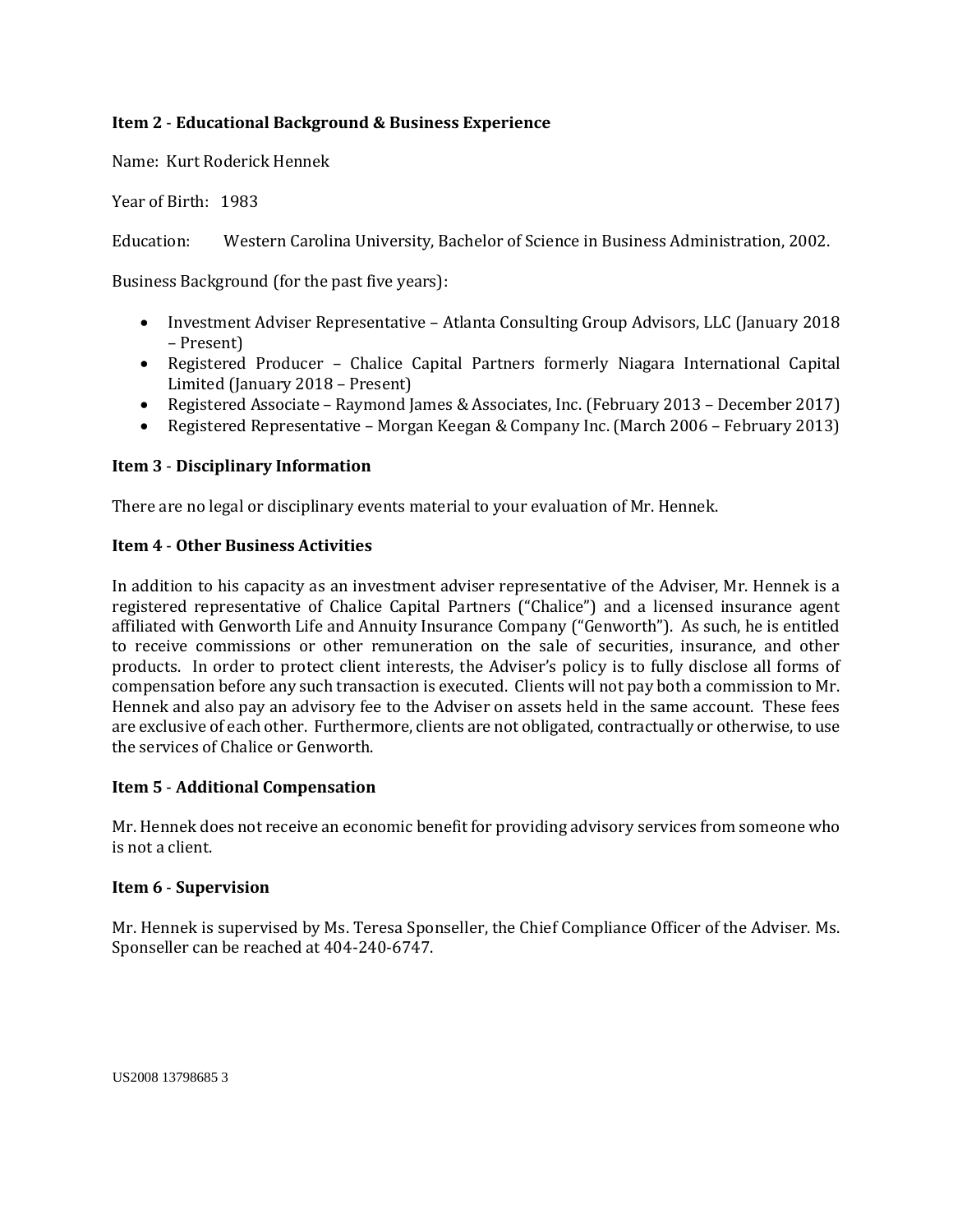## Item 2 - Educational Background & Business Experience

Name: Kurt Roderick Hennek

Year of Birth: 1983

Education: Western Carolina University, Bachelor of Science in Business Administration, 2002.

Business Background (for the past five years):

- Investment Adviser Representative – Atlanta Consulting Group Advisors, LLC (January 2018 – Present)
- Registered Producer – Chalice Capital Partners formerly Niagara International Capital Limited (January 2018 – Present)
- Registered Associate – Raymond James & Associates, Inc. (February 2013 – December 2017)
- Registered Representative – Morgan Keegan & Company Inc. (March 2006 – February 2013)

## Item 3 - Disciplinary Information

There are no legal or disciplinary events material to your evaluation of Mr. Hennek.

## Item 4 - Other Business Activities

In addition to his capacity as an investment adviser representative of the Adviser, Mr. Hennek is a registered representative of Chalice Capital Partners ("Chalice") and a licensed insurance agent affiliated with Genworth Life and Annuity Insurance Company ("Genworth"). As such, he is entitled to receive commissions or other remuneration on the sale of securities, insurance, and other products. In order to protect client interests, the Adviser's policy is to fully disclose all forms of compensation before any such transaction is executed. Clients will not pay both a commission to Mr. Hennek and also pay an advisory fee to the Adviser on assets held in the same account. These fees are exclusive of each other. Furthermore, clients are not obligated, contractually or otherwise, to use the services of Chalice or Genworth.

## Item 5 - Additional Compensation

Mr. Hennek does not receive an economic benefit for providing advisory services from someone who is not a client.

## Item 6 - Supervision

Mr. Hennek is supervised by Ms. Teresa Sponseller, the Chief Compliance Officer of the Adviser. Ms. Sponseller can be reached at 404-240-6747.

US2008 13798685 3